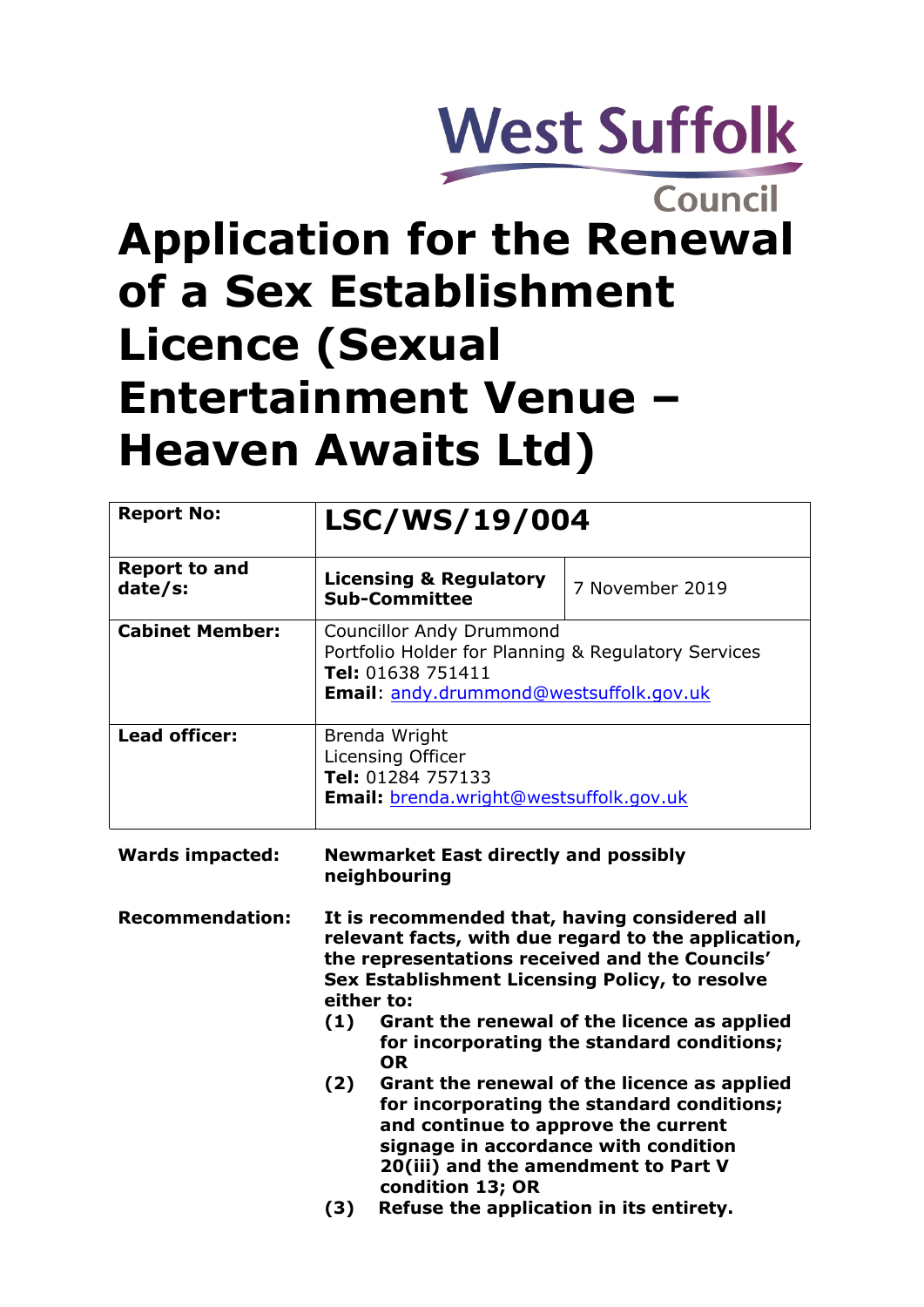West Suffolk Council

# Application for the Renewal of a Sex Establishment Licence (Sexual Entertainment Venue – Heaven Awaits Ltd)

| **Report No:** | **LSC/WS/19/004** | |
|---|---|---|
| **Report to and date/s:** | **Licensing & Regulatory Sub-Committee** | 7 November 2019 |
| **Cabinet Member:** | Councillor Andy Drummond<br>Portfolio Holder for Planning & Regulatory Services<br>**Tel:** 01638 751411<br>**Email**: andy.drummond@westsuffolk.gov.uk | |
| **Lead officer:** | Brenda Wright<br>Licensing Officer<br>**Tel:** 01284 757133<br>**Email:** brenda.wright@westsuffolk.gov.uk | |

**Wards impacted:** **Newmarket East directly and possibly neighbouring**

**Recommendation:** **It is recommended that, having considered all relevant facts, with due regard to the application, the representations received and the Councils' Sex Establishment Licensing Policy, to resolve either to:**

**(1) Grant the renewal of the licence as applied for incorporating the standard conditions; OR**

**(2) Grant the renewal of the licence as applied for incorporating the standard conditions; and continue to approve the current signage in accordance with condition 20(iii) and the amendment to Part V condition 13; OR**

**(3) Refuse the application in its entirety.**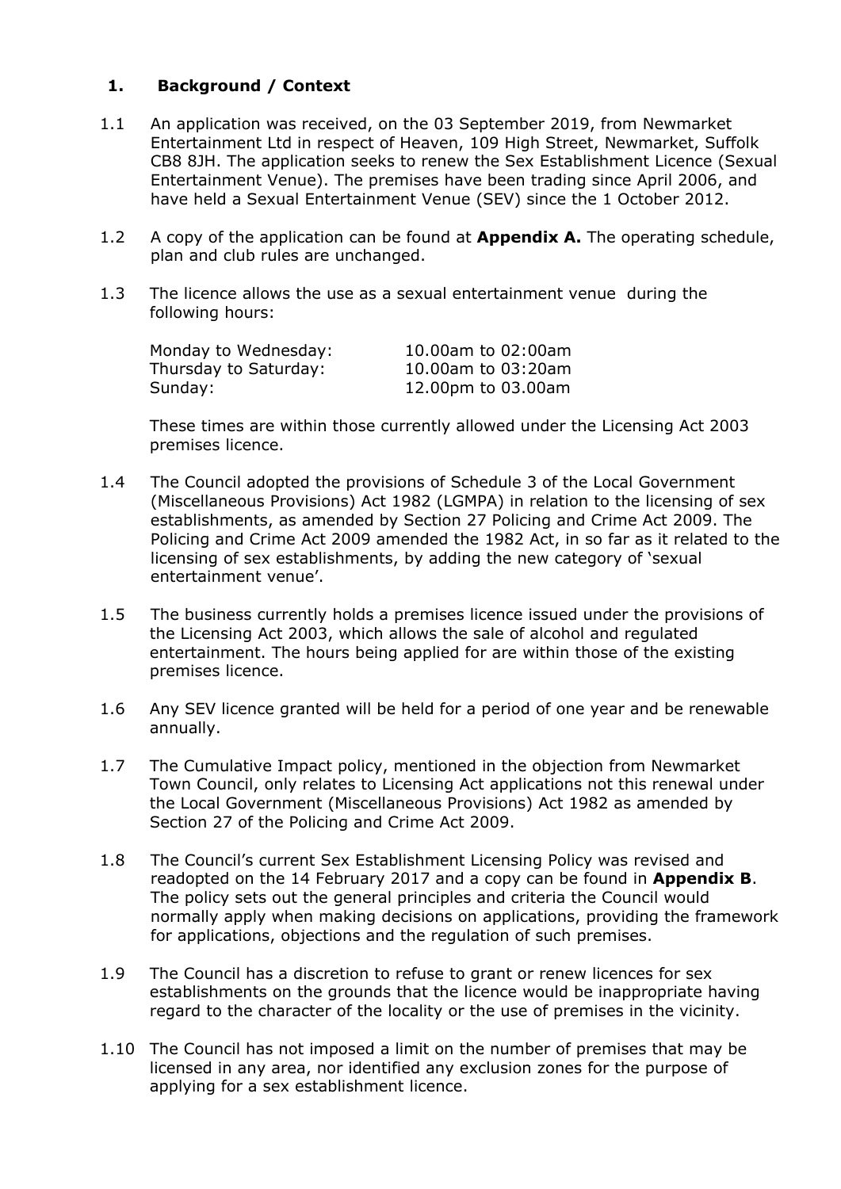## 1. Background / Context

1.1 An application was received, on the 03 September 2019, from Newmarket Entertainment Ltd in respect of Heaven, 109 High Street, Newmarket, Suffolk CB8 8JH. The application seeks to renew the Sex Establishment Licence (Sexual Entertainment Venue). The premises have been trading since April 2006, and have held a Sexual Entertainment Venue (SEV) since the 1 October 2012.

1.2 A copy of the application can be found at **Appendix A.** The operating schedule, plan and club rules are unchanged.

1.3 The licence allows the use as a sexual entertainment venue during the following hours:

| | |
|---|---|
| Monday to Wednesday: | 10.00am to 02:00am |
| Thursday to Saturday: | 10.00am to 03:20am |
| Sunday: | 12.00pm to 03.00am |

These times are within those currently allowed under the Licensing Act 2003 premises licence.

1.4 The Council adopted the provisions of Schedule 3 of the Local Government (Miscellaneous Provisions) Act 1982 (LGMPA) in relation to the licensing of sex establishments, as amended by Section 27 Policing and Crime Act 2009. The Policing and Crime Act 2009 amended the 1982 Act, in so far as it related to the licensing of sex establishments, by adding the new category of 'sexual entertainment venue'.

1.5 The business currently holds a premises licence issued under the provisions of the Licensing Act 2003, which allows the sale of alcohol and regulated entertainment. The hours being applied for are within those of the existing premises licence.

1.6 Any SEV licence granted will be held for a period of one year and be renewable annually.

1.7 The Cumulative Impact policy, mentioned in the objection from Newmarket Town Council, only relates to Licensing Act applications not this renewal under the Local Government (Miscellaneous Provisions) Act 1982 as amended by Section 27 of the Policing and Crime Act 2009.

1.8 The Council's current Sex Establishment Licensing Policy was revised and readopted on the 14 February 2017 and a copy can be found in **Appendix B**. The policy sets out the general principles and criteria the Council would normally apply when making decisions on applications, providing the framework for applications, objections and the regulation of such premises.

1.9 The Council has a discretion to refuse to grant or renew licences for sex establishments on the grounds that the licence would be inappropriate having regard to the character of the locality or the use of premises in the vicinity.

1.10 The Council has not imposed a limit on the number of premises that may be licensed in any area, nor identified any exclusion zones for the purpose of applying for a sex establishment licence.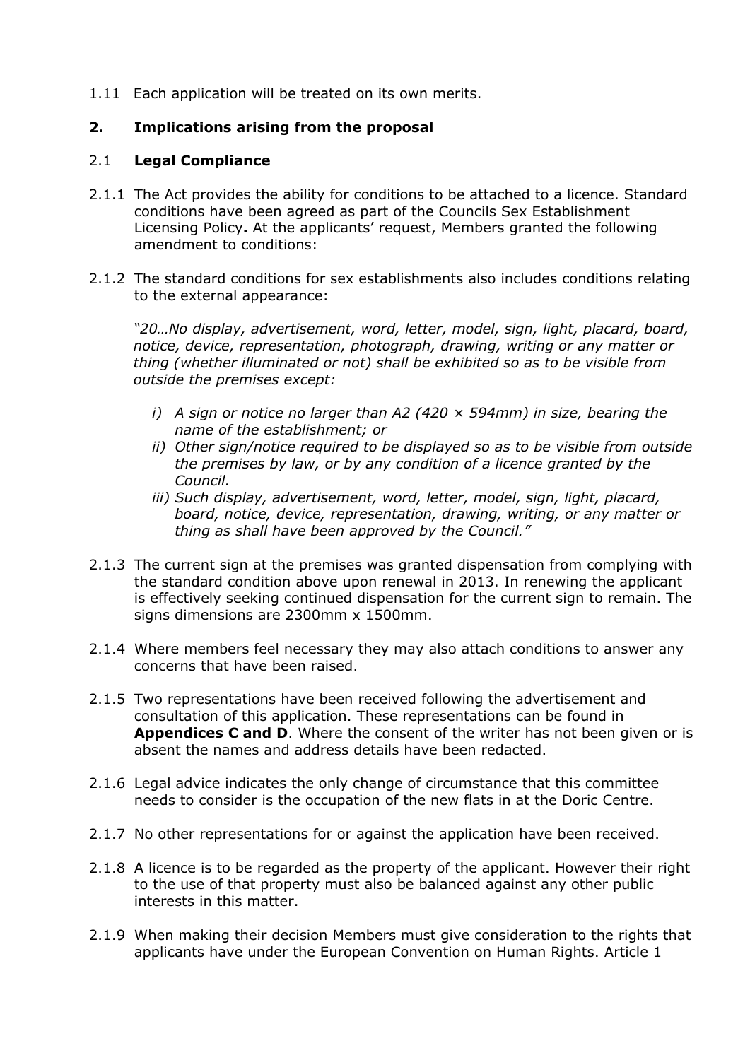1.11 Each application will be treated on its own merits.

## 2. Implications arising from the proposal

### 2.1 Legal Compliance

2.1.1 The Act provides the ability for conditions to be attached to a licence. Standard conditions have been agreed as part of the Councils Sex Establishment Licensing Policy**.** At the applicants' request, Members granted the following amendment to conditions:

2.1.2 The standard conditions for sex establishments also includes conditions relating to the external appearance:

*"20…No display, advertisement, word, letter, model, sign, light, placard, board, notice, device, representation, photograph, drawing, writing or any matter or thing (whether illuminated or not) shall be exhibited so as to be visible from outside the premises except:*

*i) A sign or notice no larger than A2 (420 × 594mm) in size, bearing the name of the establishment; or*

*ii) Other sign/notice required to be displayed so as to be visible from outside the premises by law, or by any condition of a licence granted by the Council.*

*iii) Such display, advertisement, word, letter, model, sign, light, placard, board, notice, device, representation, drawing, writing, or any matter or thing as shall have been approved by the Council."*

2.1.3 The current sign at the premises was granted dispensation from complying with the standard condition above upon renewal in 2013. In renewing the applicant is effectively seeking continued dispensation for the current sign to remain. The signs dimensions are 2300mm x 1500mm.

2.1.4 Where members feel necessary they may also attach conditions to answer any concerns that have been raised.

2.1.5 Two representations have been received following the advertisement and consultation of this application. These representations can be found in **Appendices C and D**. Where the consent of the writer has not been given or is absent the names and address details have been redacted.

2.1.6 Legal advice indicates the only change of circumstance that this committee needs to consider is the occupation of the new flats in at the Doric Centre.

2.1.7 No other representations for or against the application have been received.

2.1.8 A licence is to be regarded as the property of the applicant. However their right to the use of that property must also be balanced against any other public interests in this matter.

2.1.9 When making their decision Members must give consideration to the rights that applicants have under the European Convention on Human Rights. Article 1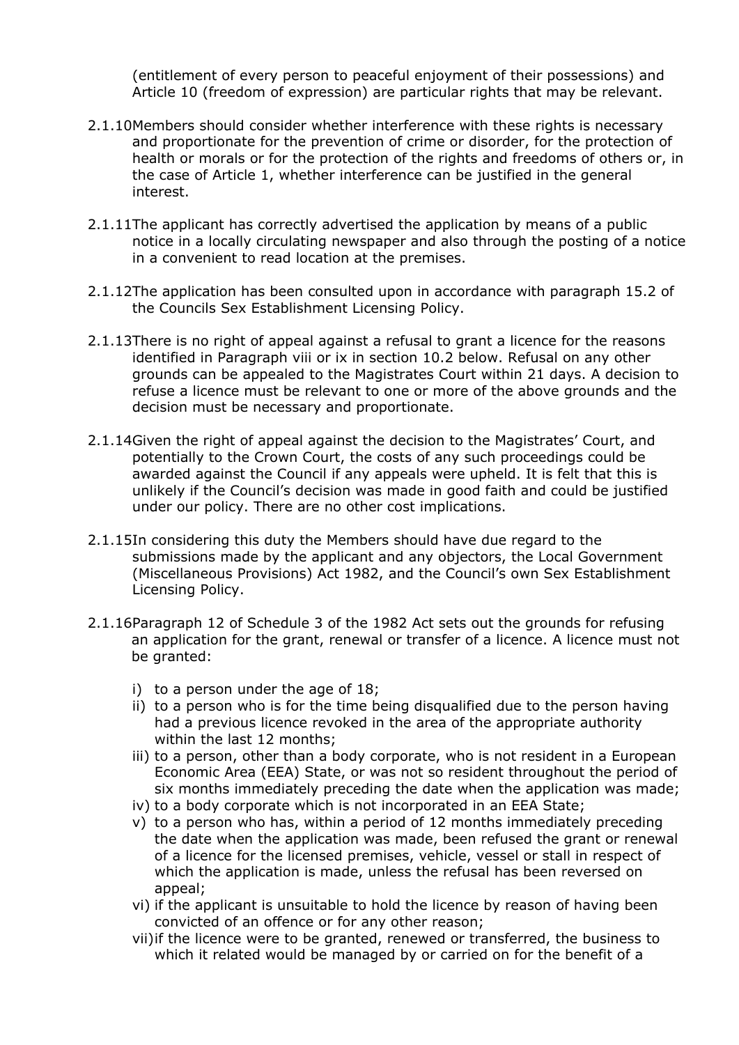(entitlement of every person to peaceful enjoyment of their possessions) and Article 10 (freedom of expression) are particular rights that may be relevant.

2.1.10 Members should consider whether interference with these rights is necessary and proportionate for the prevention of crime or disorder, for the protection of health or morals or for the protection of the rights and freedoms of others or, in the case of Article 1, whether interference can be justified in the general interest.

2.1.11 The applicant has correctly advertised the application by means of a public notice in a locally circulating newspaper and also through the posting of a notice in a convenient to read location at the premises.

2.1.12 The application has been consulted upon in accordance with paragraph 15.2 of the Councils Sex Establishment Licensing Policy.

2.1.13 There is no right of appeal against a refusal to grant a licence for the reasons identified in Paragraph viii or ix in section 10.2 below. Refusal on any other grounds can be appealed to the Magistrates Court within 21 days. A decision to refuse a licence must be relevant to one or more of the above grounds and the decision must be necessary and proportionate.

2.1.14 Given the right of appeal against the decision to the Magistrates' Court, and potentially to the Crown Court, the costs of any such proceedings could be awarded against the Council if any appeals were upheld. It is felt that this is unlikely if the Council's decision was made in good faith and could be justified under our policy. There are no other cost implications.

2.1.15 In considering this duty the Members should have due regard to the submissions made by the applicant and any objectors, the Local Government (Miscellaneous Provisions) Act 1982, and the Council's own Sex Establishment Licensing Policy.

2.1.16 Paragraph 12 of Schedule 3 of the 1982 Act sets out the grounds for refusing an application for the grant, renewal or transfer of a licence. A licence must not be granted:

i) to a person under the age of 18;
ii) to a person who is for the time being disqualified due to the person having had a previous licence revoked in the area of the appropriate authority within the last 12 months;
iii) to a person, other than a body corporate, who is not resident in a European Economic Area (EEA) State, or was not so resident throughout the period of six months immediately preceding the date when the application was made;
iv) to a body corporate which is not incorporated in an EEA State;
v) to a person who has, within a period of 12 months immediately preceding the date when the application was made, been refused the grant or renewal of a licence for the licensed premises, vehicle, vessel or stall in respect of which the application is made, unless the refusal has been reversed on appeal;
vi) if the applicant is unsuitable to hold the licence by reason of having been convicted of an offence or for any other reason;
vii) if the licence were to be granted, renewed or transferred, the business to which it related would be managed by or carried on for the benefit of a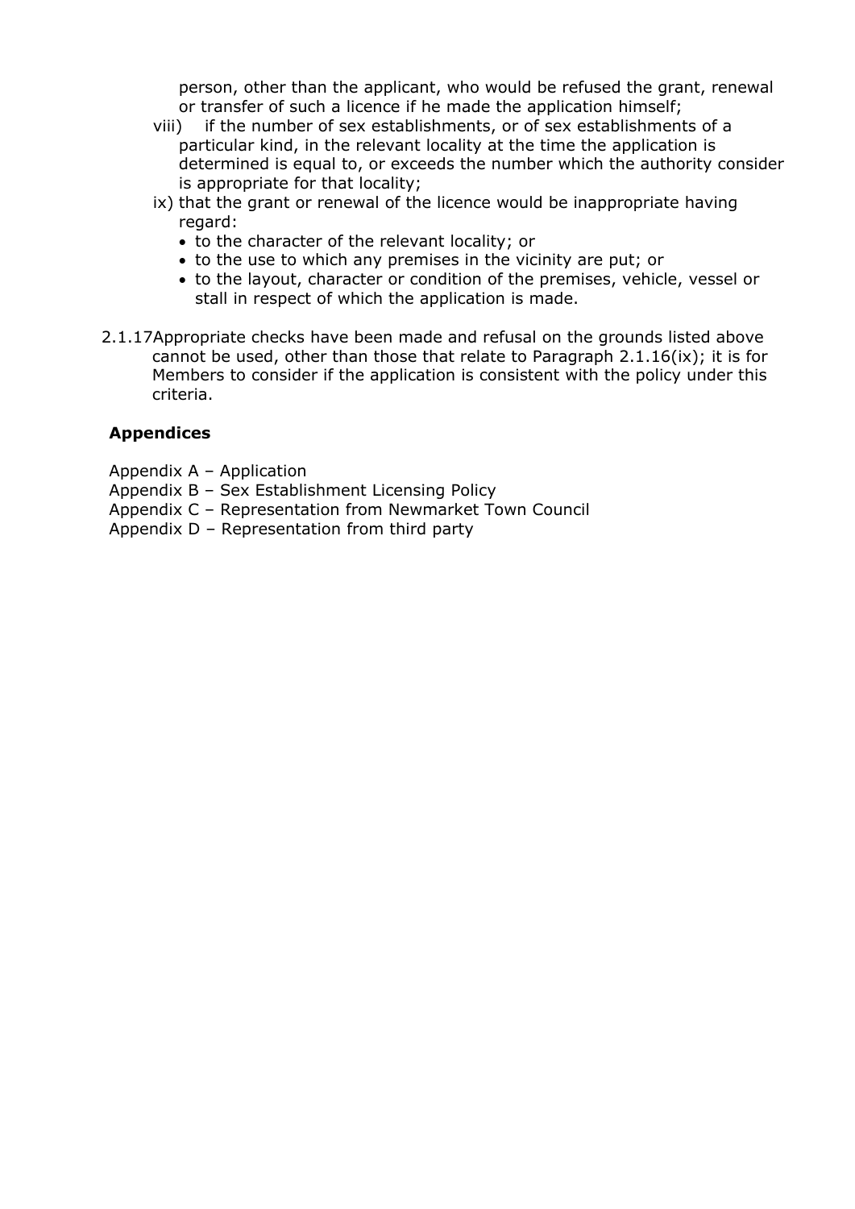person, other than the applicant, who would be refused the grant, renewal or transfer of such a licence if he made the application himself;

viii) if the number of sex establishments, or of sex establishments of a particular kind, in the relevant locality at the time the application is determined is equal to, or exceeds the number which the authority consider is appropriate for that locality;

ix) that the grant or renewal of the licence would be inappropriate having regard:
- to the character of the relevant locality; or
- to the use to which any premises in the vicinity are put; or
- to the layout, character or condition of the premises, vehicle, vessel or stall in respect of which the application is made.

2.1.17 Appropriate checks have been made and refusal on the grounds listed above cannot be used, other than those that relate to Paragraph 2.1.16(ix); it is for Members to consider if the application is consistent with the policy under this criteria.

**Appendices**

Appendix A – Application
Appendix B – Sex Establishment Licensing Policy
Appendix C – Representation from Newmarket Town Council
Appendix D – Representation from third party